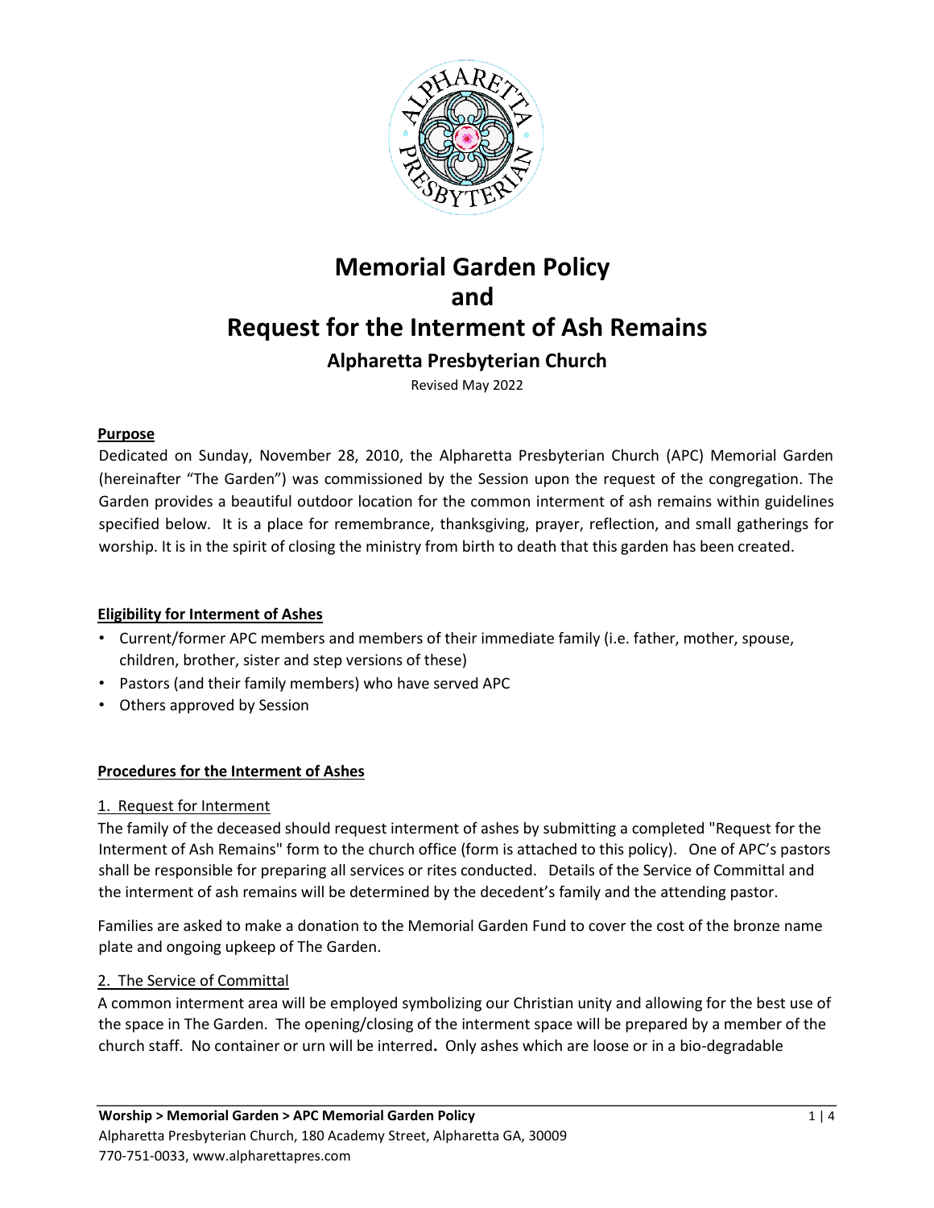# Memorial Garden Policy
# and
# Request for the Interment of Ash Remains

## Alpharetta Presbyterian Church

Revised May 2022

**Purpose**

Dedicated on Sunday, November 28, 2010, the Alpharetta Presbyterian Church (APC) Memorial Garden (hereinafter "The Garden") was commissioned by the Session upon the request of the congregation. The Garden provides a beautiful outdoor location for the common interment of ash remains within guidelines specified below. It is a place for remembrance, thanksgiving, prayer, reflection, and small gatherings for worship. It is in the spirit of closing the ministry from birth to death that this garden has been created.

**Eligibility for Interment of Ashes**

- Current/former APC members and members of their immediate family (i.e. father, mother, spouse, children, brother, sister and step versions of these)
- Pastors (and their family members) who have served APC
- Others approved by Session

**Procedures for the Interment of Ashes**

1. Request for Interment

The family of the deceased should request interment of ashes by submitting a completed "Request for the Interment of Ash Remains" form to the church office (form is attached to this policy). One of APC's pastors shall be responsible for preparing all services or rites conducted. Details of the Service of Committal and the interment of ash remains will be determined by the decedent's family and the attending pastor.

Families are asked to make a donation to the Memorial Garden Fund to cover the cost of the bronze name plate and ongoing upkeep of The Garden.

2. The Service of Committal

A common interment area will be employed symbolizing our Christian unity and allowing for the best use of the space in The Garden. The opening/closing of the interment space will be prepared by a member of the church staff. No container or urn will be interred**.** Only ashes which are loose or in a bio-degradable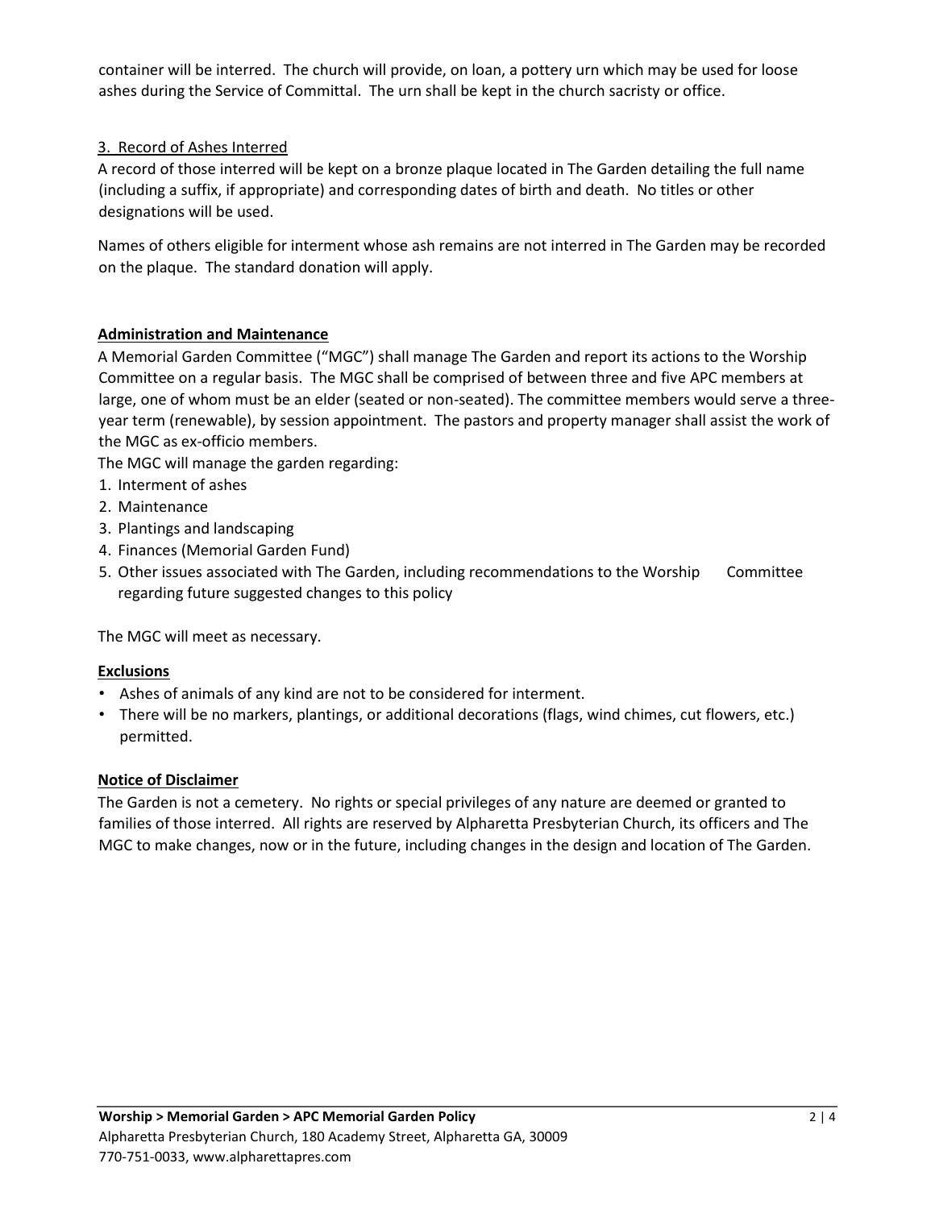container will be interred. The church will provide, on loan, a pottery urn which may be used for loose ashes during the Service of Committal. The urn shall be kept in the church sacristy or office.

3. Record of Ashes Interred

A record of those interred will be kept on a bronze plaque located in The Garden detailing the full name (including a suffix, if appropriate) and corresponding dates of birth and death. No titles or other designations will be used.

Names of others eligible for interment whose ash remains are not interred in The Garden may be recorded on the plaque. The standard donation will apply.

**Administration and Maintenance**

A Memorial Garden Committee ("MGC") shall manage The Garden and report its actions to the Worship Committee on a regular basis. The MGC shall be comprised of between three and five APC members at large, one of whom must be an elder (seated or non-seated). The committee members would serve a three-year term (renewable), by session appointment. The pastors and property manager shall assist the work of the MGC as ex-officio members.

The MGC will manage the garden regarding:

1. Interment of ashes
2. Maintenance
3. Plantings and landscaping
4. Finances (Memorial Garden Fund)
5. Other issues associated with The Garden, including recommendations to the Worship Committee regarding future suggested changes to this policy

The MGC will meet as necessary.

**Exclusions**

- Ashes of animals of any kind are not to be considered for interment.
- There will be no markers, plantings, or additional decorations (flags, wind chimes, cut flowers, etc.) permitted.

**Notice of Disclaimer**

The Garden is not a cemetery. No rights or special privileges of any nature are deemed or granted to families of those interred. All rights are reserved by Alpharetta Presbyterian Church, its officers and The MGC to make changes, now or in the future, including changes in the design and location of The Garden.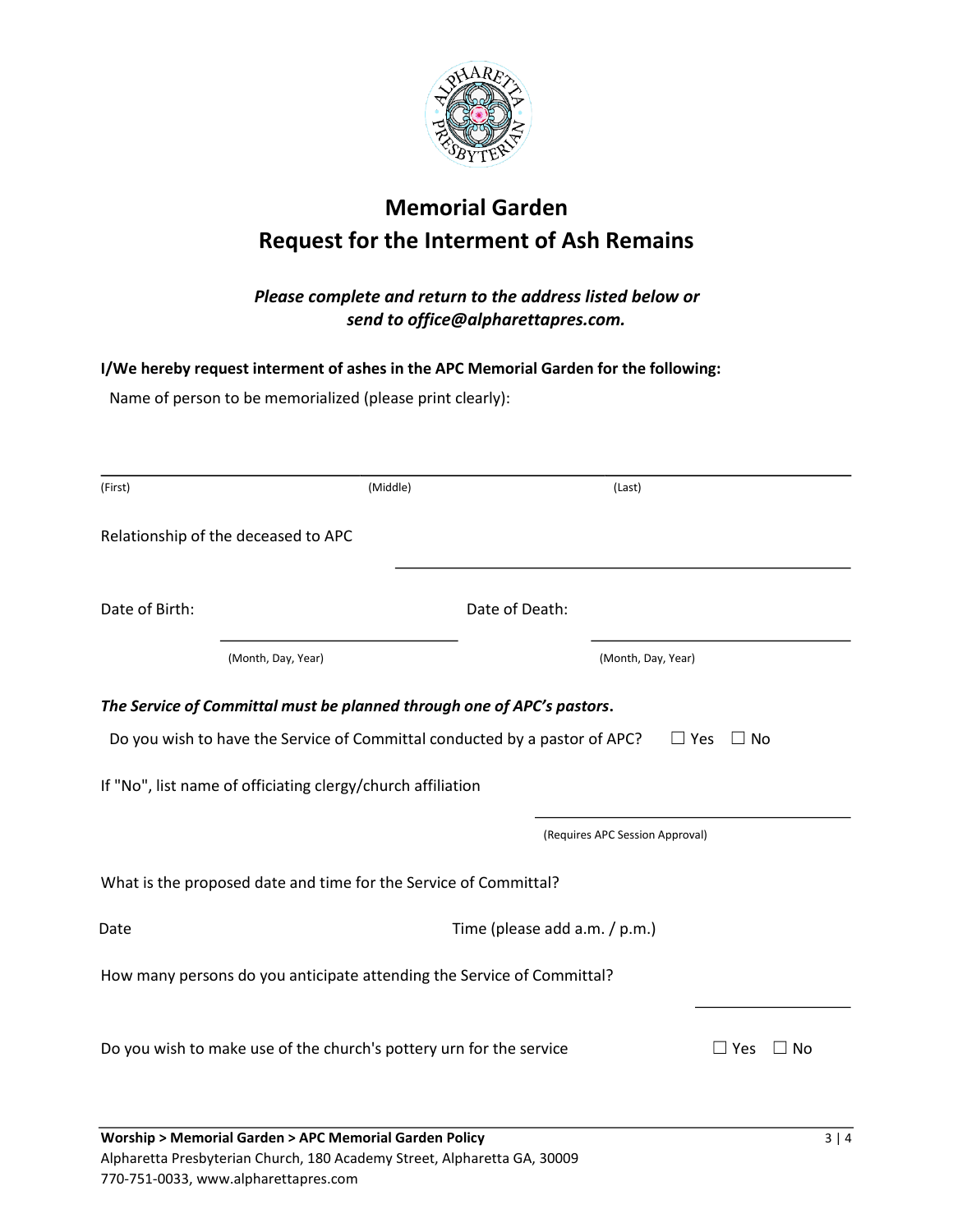# Memorial Garden
# Request for the Interment of Ash Remains

***Please complete and return to the address listed below or send to office@alpharettapres.com.***

**I/We hereby request interment of ashes in the APC Memorial Garden for the following:**

Name of person to be memorialized (please print clearly):

______________________________________________________________________

(First) (Middle) (Last)

Relationship of the deceased to APC ______________________________

Date of Birth: ____________________ Date of Death: ____________________

(Month, Day, Year) (Month, Day, Year)

***The Service of Committal must be planned through one of APC's pastors*.**

Do you wish to have the Service of Committal conducted by a pastor of APC? ☐ Yes ☐ No

If "No", list name of officiating clergy/church affiliation ______________________________

(Requires APC Session Approval)

What is the proposed date and time for the Service of Committal?

Date Time (please add a.m. / p.m.)

How many persons do you anticipate attending the Service of Committal? ____________

Do you wish to make use of the church's pottery urn for the service ☐ Yes ☐ No

**Worship > Memorial Garden > APC Memorial Garden Policy**
Alpharetta Presbyterian Church, 180 Academy Street, Alpharetta GA, 30009
770-751-0033, www.alpharettapres.com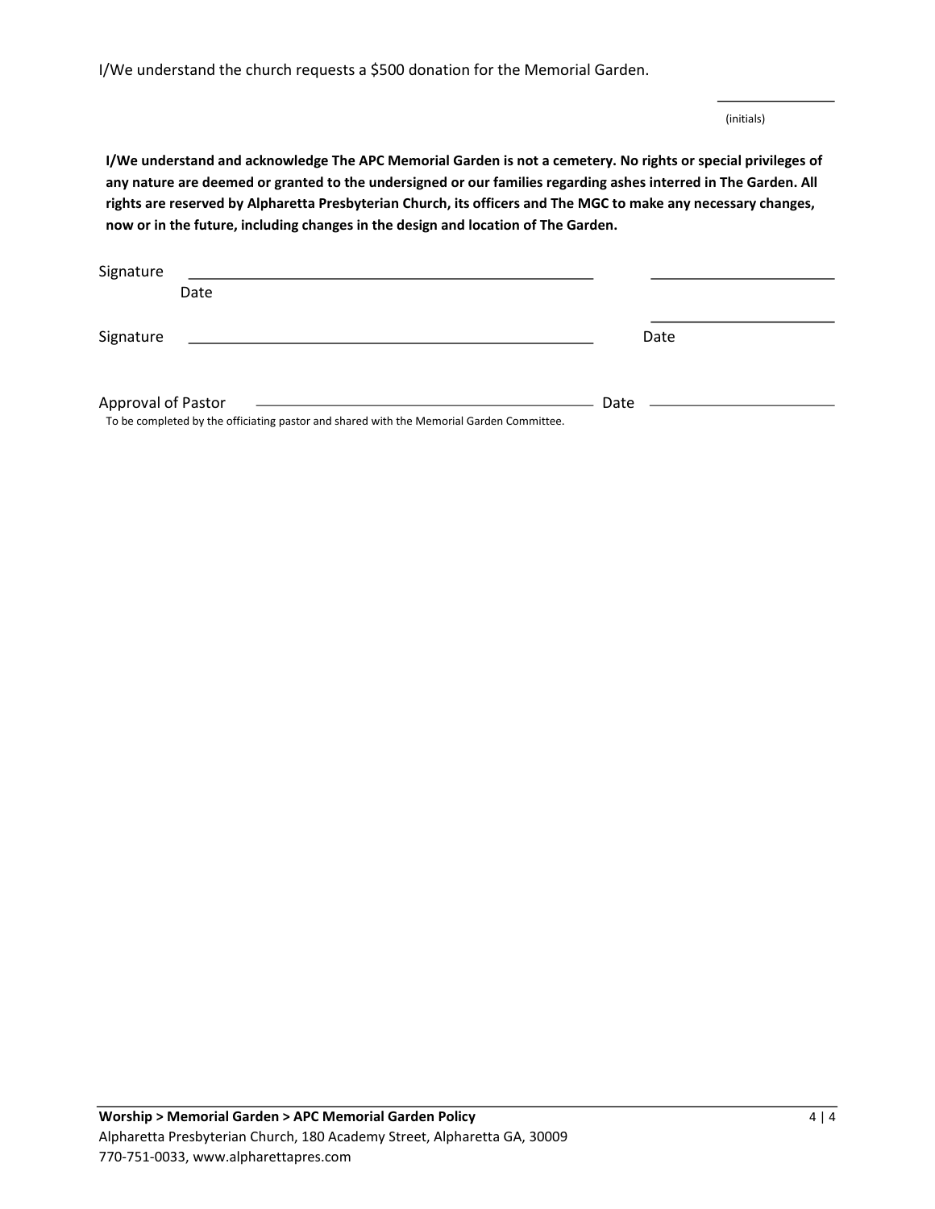I/We understand the church requests a $500 donation for the Memorial Garden.

\_\_\_\_\_\_\_\_\_\_\_\_\_\_\_ (initials)

**I/We understand and acknowledge The APC Memorial Garden is not a cemetery. No rights or special privileges of any nature are deemed or granted to the undersigned or our families regarding ashes interred in The Garden. All rights are reserved by Alpharetta Presbyterian Church, its officers and The MGC to make any necessary changes, now or in the future, including changes in the design and location of The Garden.**

Signature \_\_\_\_\_\_\_\_\_\_\_\_\_\_\_\_\_\_\_\_\_\_\_\_\_\_\_\_\_\_\_\_\_\_\_\_\_\_\_\_\_\_\_\_\_\_\_\_ Date \_\_\_\_\_\_\_\_\_\_\_\_\_\_\_\_\_\_\_\_\_\_

Signature \_\_\_\_\_\_\_\_\_\_\_\_\_\_\_\_\_\_\_\_\_\_\_\_\_\_\_\_\_\_\_\_\_\_\_\_\_\_\_\_\_\_\_\_\_\_\_\_ Date \_\_\_\_\_\_\_\_\_\_\_\_\_\_\_\_\_\_\_\_\_\_

Approval of Pastor \_\_\_\_\_\_\_\_\_\_\_\_\_\_\_\_\_\_\_\_\_\_\_\_\_\_\_\_\_\_\_\_\_\_\_\_\_\_\_\_\_\_ Date \_\_\_\_\_\_\_\_\_\_\_\_\_\_\_\_\_\_\_\_\_\_

To be completed by the officiating pastor and shared with the Memorial Garden Committee.